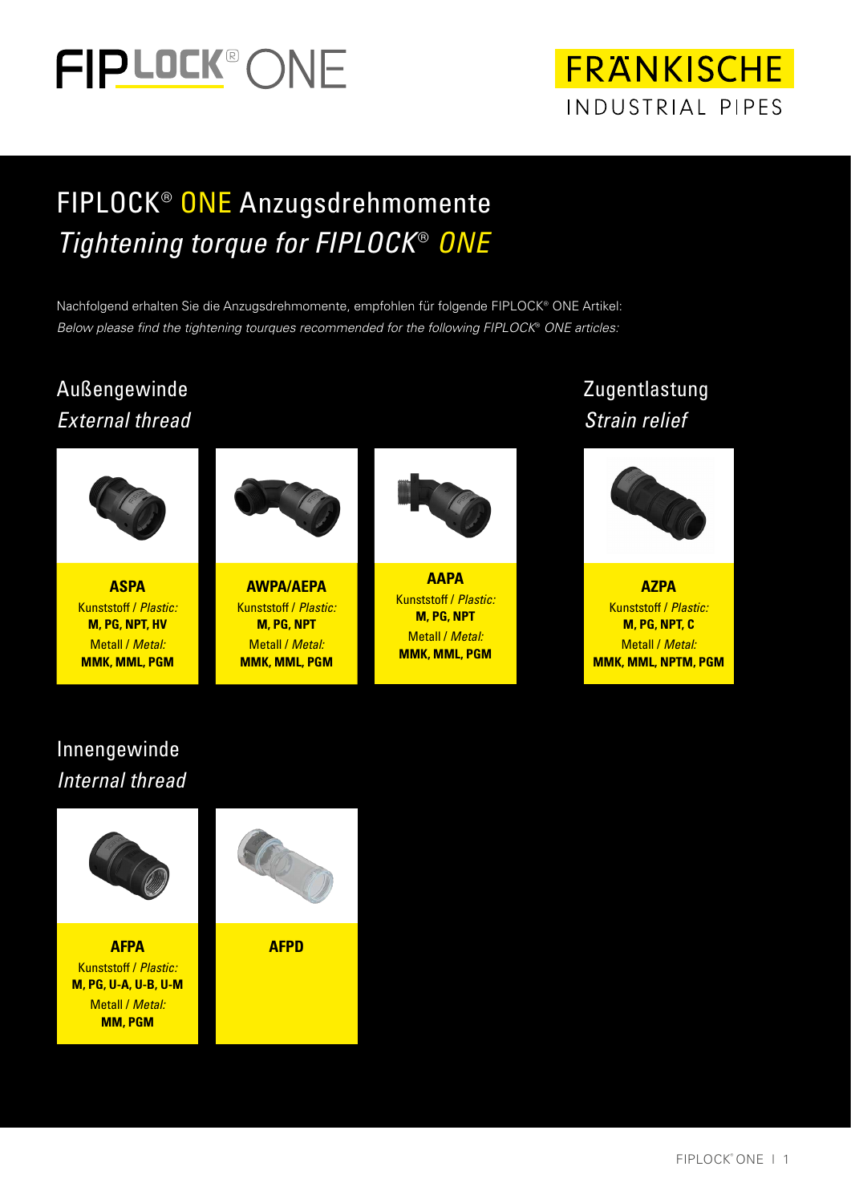FIPLOCK® ONE

FRÄNKISCHE
INDUSTRIAL PIPES

# FIPLOCK® ONE Anzugsdrehmomente
# *Tightening torque for FIPLOCK® ONE*

Nachfolgend erhalten Sie die Anzugsdrehmomente, empfohlen für folgende FIPLOCK® ONE Artikel:
*Below please find the tightening tourques recommended for the following FIPLOCK® ONE articles:*

## Außengewinde
## *External thread*

**ASPA**
Kunststoff / *Plastic:*
**M, PG, NPT, HV**
Metall / *Metal:*
**MMK, MML, PGM**

**AWPA/AEPA**
Kunststoff / *Plastic:*
**M, PG, NPT**
Metall / *Metal:*
**MMK, MML, PGM**

**AAPA**
Kunststoff / *Plastic:*
**M, PG, NPT**
Metall / *Metal:*
**MMK, MML, PGM**

## Zugentlastung
## *Strain relief*

**AZPA**
Kunststoff / *Plastic:*
**M, PG, NPT, C**
Metall / *Metal:*
**MMK, MML, NPTM, PGM**

## Innengewinde
## *Internal thread*

**AFPA**
Kunststoff / *Plastic:*
**M, PG, U-A, U-B, U-M**
Metall / *Metal:*
**MM, PGM**

**AFPD**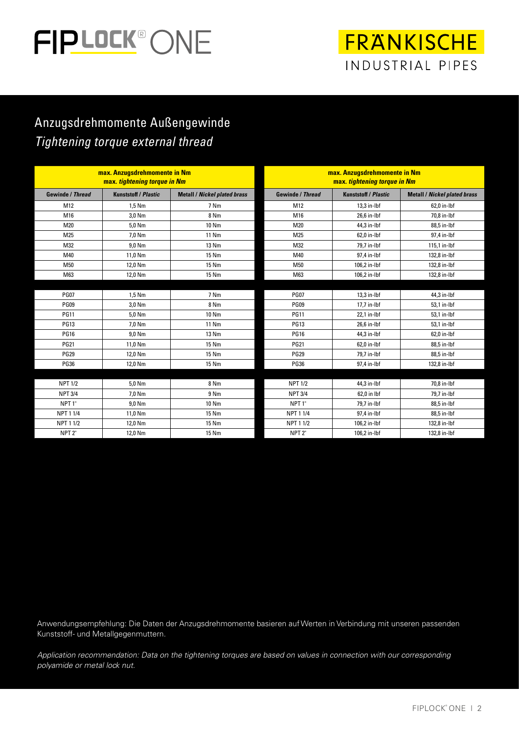# FIPLOCK® ONE

FRÄNKISCHE
INDUSTRIAL PIPES

## Anzugsdrehmomente Außengewinde

## *Tightening torque external thread*

| Gewinde / *Thread* | max. Anzugsdrehmomente in Nm / max. *tightening torque in Nm* Kunststoff / *Plastic* | Metall / *Nickel plated brass* |
|---|---|---|
| M12 | 1,5 Nm | 7 Nm |
| M16 | 3,0 Nm | 8 Nm |
| M20 | 5,0 Nm | 10 Nm |
| M25 | 7,0 Nm | 11 Nm |
| M32 | 9,0 Nm | 13 Nm |
| M40 | 11,0 Nm | 15 Nm |
| M50 | 12,0 Nm | 15 Nm |
| M63 | 12,0 Nm | 15 Nm |
| PG07 | 1,5 Nm | 7 Nm |
| PG09 | 3,0 Nm | 8 Nm |
| PG11 | 5,0 Nm | 10 Nm |
| PG13 | 7,0 Nm | 11 Nm |
| PG16 | 9,0 Nm | 13 Nm |
| PG21 | 11,0 Nm | 15 Nm |
| PG29 | 12,0 Nm | 15 Nm |
| PG36 | 12,0 Nm | 15 Nm |
| NPT 1/2 | 5,0 Nm | 8 Nm |
| NPT 3/4 | 7,0 Nm | 9 Nm |
| NPT 1" | 9,0 Nm | 10 Nm |
| NPT 1 1/4 | 11,0 Nm | 15 Nm |
| NPT 1 1/2 | 12,0 Nm | 15 Nm |
| NPT 2" | 12,0 Nm | 15 Nm |

| Gewinde / *Thread* | max. Anzugsdrehmomente in Nm / max. *tightening torque in Nm* Kunststoff / *Plastic* | Metall / *Nickel plated brass* |
|---|---|---|
| M12 | 13,3 in-lbf | 62,0 in-lbf |
| M16 | 26,6 in-lbf | 70,8 in-lbf |
| M20 | 44,3 in-lbf | 88,5 in-lbf |
| M25 | 62,0 in-lbf | 97,4 in-lbf |
| M32 | 79,7 in-lbf | 115,1 in-lbf |
| M40 | 97,4 in-lbf | 132,8 in-lbf |
| M50 | 106,2 in-lbf | 132,8 in-lbf |
| M63 | 106,2 in-lbf | 132,8 in-lbf |
| PG07 | 13,3 in-lbf | 44,3 in-lbf |
| PG09 | 17,7 in-lbf | 53,1 in-lbf |
| PG11 | 22,1 in-lbf | 53,1 in-lbf |
| PG13 | 26,6 in-lbf | 53,1 in-lbf |
| PG16 | 44,3 in-lbf | 62,0 in-lbf |
| PG21 | 62,0 in-lbf | 88,5 in-lbf |
| PG29 | 79,7 in-lbf | 88,5 in-lbf |
| PG36 | 97,4 in-lbf | 132,8 in-lbf |
| NPT 1/2 | 44,3 in-lbf | 70,8 in-lbf |
| NPT 3/4 | 62,0 in lbf | 79,7 in-lbf |
| NPT 1" | 79,7 in-lbf | 88,5 in-lbf |
| NPT 1 1/4 | 97,4 in-lbf | 88,5 in-lbf |
| NPT 1 1/2 | 106,2 in-lbf | 132,8 in-lbf |
| NPT 2" | 106,2 in-lbf | 132,8 in-lbf |

Anwendungsempfehlung: Die Daten der Anzugsdrehmomente basieren auf Werten in Verbindung mit unseren passenden Kunststoff- und Metallgegenmuttern.

*Application recommendation: Data on the tightening torques are based on values in connection with our corresponding polyamide or metal lock nut.*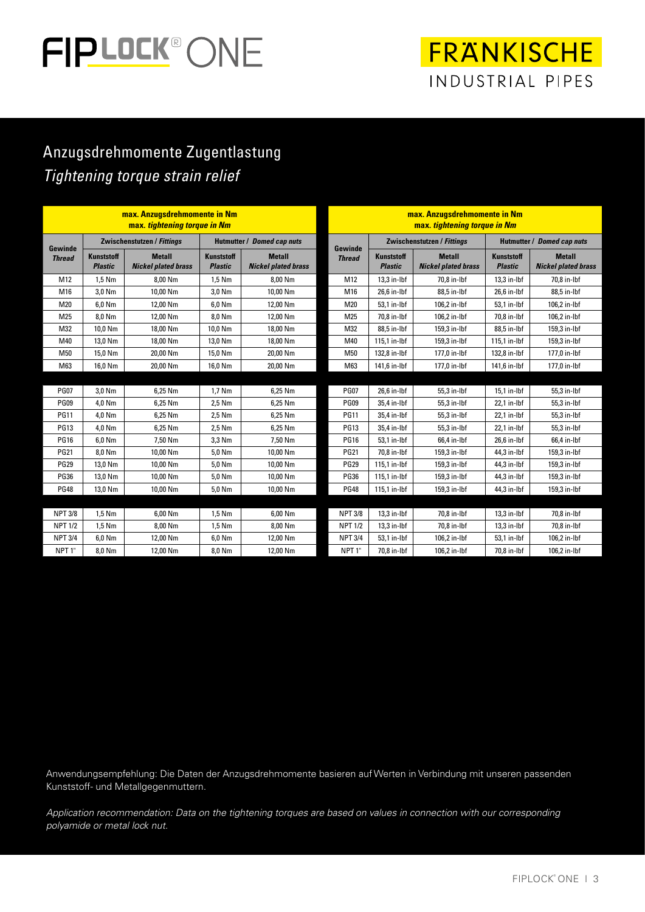FIPLOCK® ONE

FRÄNKISCHE
INDUSTRIAL PIPES

## Anzugsdrehmomente Zugentlastung
## *Tightening torque strain relief*

| Gewinde *Thread* | max. Anzugsdrehmomente in Nm *max. tightening torque in Nm* | | | |
|---|---|---|---|---|
| | Zwischenstutzen / *Fittings* | | Hutmutter / *Domed cap nuts* | |
| | Kunststoff *Plastic* | Metall *Nickel plated brass* | Kunststoff *Plastic* | Metall *Nickel plated brass* |
| M12 | 1,5 Nm | 8,00 Nm | 1,5 Nm | 8,00 Nm |
| M16 | 3,0 Nm | 10,00 Nm | 3,0 Nm | 10,00 Nm |
| M20 | 6,0 Nm | 12,00 Nm | 6,0 Nm | 12,00 Nm |
| M25 | 8,0 Nm | 12,00 Nm | 8,0 Nm | 12,00 Nm |
| M32 | 10,0 Nm | 18,00 Nm | 10,0 Nm | 18,00 Nm |
| M40 | 13,0 Nm | 18,00 Nm | 13,0 Nm | 18,00 Nm |
| M50 | 15,0 Nm | 20,00 Nm | 15,0 Nm | 20,00 Nm |
| M63 | 16,0 Nm | 20,00 Nm | 16,0 Nm | 20,00 Nm |
| PG07 | 3,0 Nm | 6,25 Nm | 1,7 Nm | 6,25 Nm |
| PG09 | 4,0 Nm | 6,25 Nm | 2,5 Nm | 6,25 Nm |
| PG11 | 4,0 Nm | 6,25 Nm | 2,5 Nm | 6,25 Nm |
| PG13 | 4,0 Nm | 6,25 Nm | 2,5 Nm | 6,25 Nm |
| PG16 | 6,0 Nm | 7,50 Nm | 3,3 Nm | 7,50 Nm |
| PG21 | 8,0 Nm | 10,00 Nm | 5,0 Nm | 10,00 Nm |
| PG29 | 13,0 Nm | 10,00 Nm | 5,0 Nm | 10,00 Nm |
| PG36 | 13,0 Nm | 10,00 Nm | 5,0 Nm | 10,00 Nm |
| PG48 | 13,0 Nm | 10,00 Nm | 5,0 Nm | 10,00 Nm |
| NPT 3/8 | 1,5 Nm | 6,00 Nm | 1,5 Nm | 6,00 Nm |
| NPT 1/2 | 1,5 Nm | 8,00 Nm | 1,5 Nm | 8,00 Nm |
| NPT 3/4 | 6,0 Nm | 12,00 Nm | 6,0 Nm | 12,00 Nm |
| NPT 1" | 8,0 Nm | 12,00 Nm | 8,0 Nm | 12,00 Nm |

| Gewinde *Thread* | max. Anzugsdrehmomente in Nm *max. tightening torque in Nm* | | | |
|---|---|---|---|---|
| | Zwischenstutzen / *Fittings* | | Hutmutter / *Domed cap nuts* | |
| | Kunststoff *Plastic* | Metall *Nickel plated brass* | Kunststoff *Plastic* | Metall *Nickel plated brass* |
| M12 | 13,3 in-lbf | 70,8 in-lbf | 13,3 in-lbf | 70,8 in-lbf |
| M16 | 26,6 in-lbf | 88,5 in-lbf | 26,6 in-lbf | 88,5 in-lbf |
| M20 | 53,1 in-lbf | 106,2 in-lbf | 53,1 in-lbf | 106,2 in-lbf |
| M25 | 70,8 in-lbf | 106,2 in-lbf | 70,8 in-lbf | 106,2 in-lbf |
| M32 | 88,5 in-lbf | 159,3 in-lbf | 88,5 in-lbf | 159,3 in-lbf |
| M40 | 115,1 in-lbf | 159,3 in-lbf | 115,1 in-lbf | 159,3 in-lbf |
| M50 | 132,8 in-lbf | 177,0 in-lbf | 132,8 in-lbf | 177,0 in-lbf |
| M63 | 141,6 in-lbf | 177,0 in-lbf | 141,6 in-lbf | 177,0 in-lbf |
| PG07 | 26,6 in-lbf | 55,3 in-lbf | 15,1 in-lbf | 55,3 in-lbf |
| PG09 | 35,4 in-lbf | 55,3 in-lbf | 22,1 in-lbf | 55,3 in-lbf |
| PG11 | 35,4 in-lbf | 55,3 in-lbf | 22,1 in-lbf | 55,3 in-lbf |
| PG13 | 35,4 in-lbf | 55,3 in-lbf | 22,1 in-lbf | 55,3 in-lbf |
| PG16 | 53,1 in-lbf | 66,4 in-lbf | 26,6 in-lbf | 66,4 in-lbf |
| PG21 | 70,8 in-lbf | 159,3 in-lbf | 44,3 in-lbf | 159,3 in-lbf |
| PG29 | 115,1 in-lbf | 159,3 in-lbf | 44,3 in-lbf | 159,3 in-lbf |
| PG36 | 115,1 in-lbf | 159,3 in-lbf | 44,3 in-lbf | 159,3 in-lbf |
| PG48 | 115,1 in-lbf | 159,3 in-lbf | 44,3 in-lbf | 159,3 in-lbf |
| NPT 3/8 | 13,3 in-lbf | 70,8 in-lbf | 13,3 in-lbf | 70,8 in-lbf |
| NPT 1/2 | 13,3 in-lbf | 70,8 in-lbf | 13,3 in-lbf | 70,8 in-lbf |
| NPT 3/4 | 53,1 in-lbf | 106,2 in-lbf | 53,1 in-lbf | 106,2 in-lbf |
| NPT 1" | 70,8 in-lbf | 106,2 in-lbf | 70,8 in-lbf | 106,2 in-lbf |

Anwendungsempfehlung: Die Daten der Anzugsdrehmomente basieren auf Werten in Verbindung mit unseren passenden Kunststoff- und Metallgegenmuttern.

*Application recommendation: Data on the tightening torques are based on values in connection with our corresponding polyamide or metal lock nut.*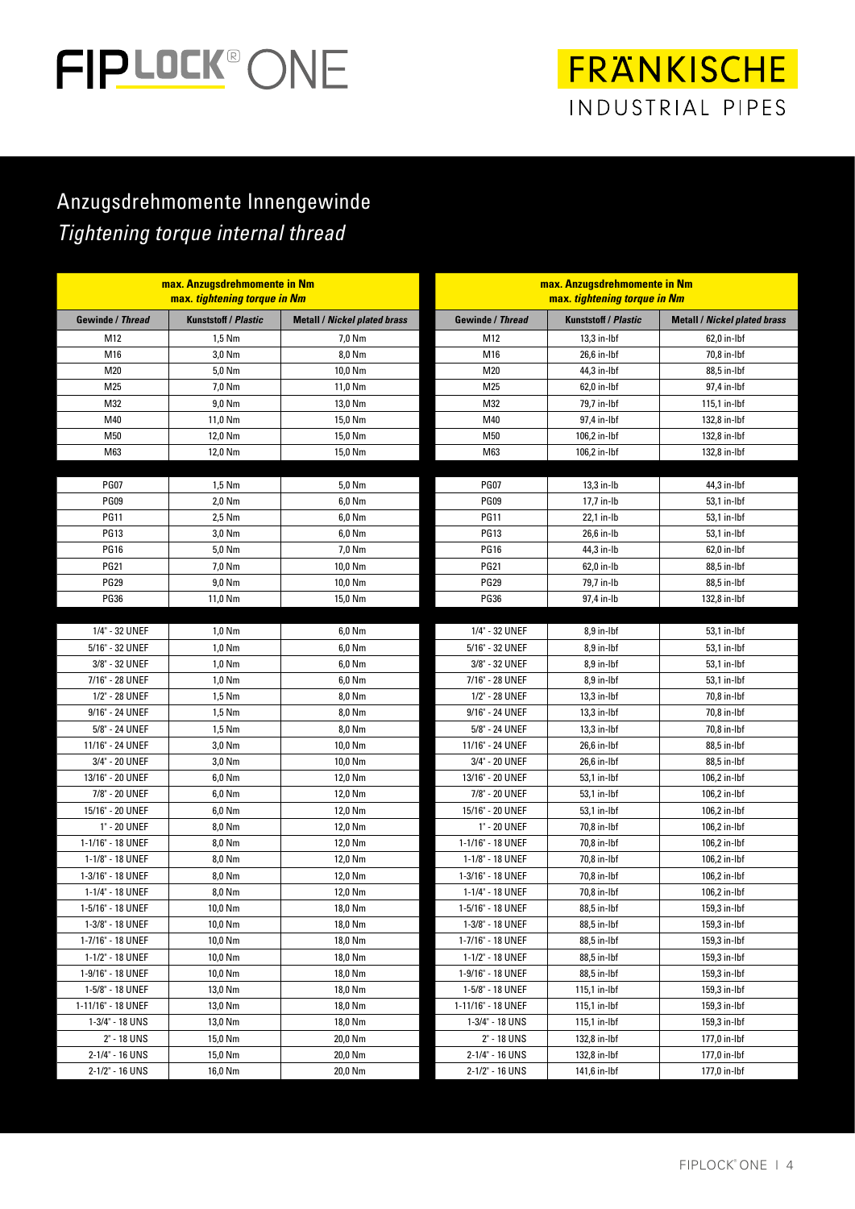# FIPLOCK® ONE

**FRÄNKISCHE**
INDUSTRIAL PIPES

## Anzugsdrehmomente Innengewinde
*Tightening torque internal thread*

| | max. Anzugsdrehmomente in Nm *max. tightening torque in Nm* | |
|---|---|---|
| **Gewinde / *Thread*** | **Kunststoff / *Plastic*** | **Metall / *Nickel plated brass*** |
| M12 | 1,5 Nm | 7,0 Nm |
| M16 | 3,0 Nm | 8,0 Nm |
| M20 | 5,0 Nm | 10,0 Nm |
| M25 | 7,0 Nm | 11,0 Nm |
| M32 | 9,0 Nm | 13,0 Nm |
| M40 | 11,0 Nm | 15,0 Nm |
| M50 | 12,0 Nm | 15,0 Nm |
| M63 | 12,0 Nm | 15,0 Nm |
| PG07 | 1,5 Nm | 5,0 Nm |
| PG09 | 2,0 Nm | 6,0 Nm |
| PG11 | 2,5 Nm | 6,0 Nm |
| PG13 | 3,0 Nm | 6,0 Nm |
| PG16 | 5,0 Nm | 7,0 Nm |
| PG21 | 7,0 Nm | 10,0 Nm |
| PG29 | 9,0 Nm | 10,0 Nm |
| PG36 | 11,0 Nm | 15,0 Nm |
| 1/4" - 32 UNEF | 1,0 Nm | 6,0 Nm |
| 5/16" - 32 UNEF | 1,0 Nm | 6,0 Nm |
| 3/8" - 32 UNEF | 1,0 Nm | 6,0 Nm |
| 7/16" - 28 UNEF | 1,0 Nm | 6,0 Nm |
| 1/2" - 28 UNEF | 1,5 Nm | 8,0 Nm |
| 9/16" - 24 UNEF | 1,5 Nm | 8,0 Nm |
| 5/8" - 24 UNEF | 1,5 Nm | 8,0 Nm |
| 11/16" - 24 UNEF | 3,0 Nm | 10,0 Nm |
| 3/4" - 20 UNEF | 3,0 Nm | 10,0 Nm |
| 13/16" - 20 UNEF | 6,0 Nm | 12,0 Nm |
| 7/8" - 20 UNEF | 6,0 Nm | 12,0 Nm |
| 15/16" - 20 UNEF | 6,0 Nm | 12,0 Nm |
| 1" - 20 UNEF | 8,0 Nm | 12,0 Nm |
| 1-1/16" - 18 UNEF | 8,0 Nm | 12,0 Nm |
| 1-1/8" - 18 UNEF | 8,0 Nm | 12,0 Nm |
| 1-3/16" - 18 UNEF | 8,0 Nm | 12,0 Nm |
| 1-1/4" - 18 UNEF | 8,0 Nm | 12,0 Nm |
| 1-5/16" - 18 UNEF | 10,0 Nm | 18,0 Nm |
| 1-3/8" - 18 UNEF | 10,0 Nm | 18,0 Nm |
| 1-7/16" - 18 UNEF | 10,0 Nm | 18,0 Nm |
| 1-1/2" - 18 UNEF | 10,0 Nm | 18,0 Nm |
| 1-9/16" - 18 UNEF | 10,0 Nm | 18,0 Nm |
| 1-5/8" - 18 UNEF | 13,0 Nm | 18,0 Nm |
| 1-11/16" - 18 UNEF | 13,0 Nm | 18,0 Nm |
| 1-3/4" - 18 UNS | 13,0 Nm | 18,0 Nm |
| 2" - 18 UNS | 15,0 Nm | 20,0 Nm |
| 2-1/4" - 16 UNS | 15,0 Nm | 20,0 Nm |
| 2-1/2" - 16 UNS | 16,0 Nm | 20,0 Nm |

| | max. Anzugsdrehmomente in Nm *max. tightening torque in Nm* | |
|---|---|---|
| **Gewinde / *Thread*** | **Kunststoff / *Plastic*** | **Metall / *Nickel plated brass*** |
| M12 | 13,3 in-lbf | 62,0 in-lbf |
| M16 | 26,6 in-lbf | 70,8 in-lbf |
| M20 | 44,3 in-lbf | 88,5 in-lbf |
| M25 | 62,0 in-lbf | 97,4 in-lbf |
| M32 | 79,7 in-lbf | 115,1 in-lbf |
| M40 | 97,4 in-lbf | 132,8 in-lbf |
| M50 | 106,2 in-lbf | 132,8 in-lbf |
| M63 | 106,2 in-lbf | 132,8 in-lbf |
| PG07 | 13,3 in-lb | 44,3 in-lbf |
| PG09 | 17,7 in-lb | 53,1 in-lbf |
| PG11 | 22,1 in-lb | 53,1 in-lbf |
| PG13 | 26,6 in-lb | 53,1 in-lbf |
| PG16 | 44,3 in-lb | 62,0 in-lbf |
| PG21 | 62,0 in-lb | 88,5 in-lbf |
| PG29 | 79,7 in-lb | 88,5 in-lbf |
| PG36 | 97,4 in-lb | 132,8 in-lbf |
| 1/4" - 32 UNEF | 8,9 in-lbf | 53,1 in-lbf |
| 5/16" - 32 UNEF | 8,9 in-lbf | 53,1 in-lbf |
| 3/8" - 32 UNEF | 8,9 in-lbf | 53,1 in-lbf |
| 7/16" - 28 UNEF | 8,9 in-lbf | 53,1 in-lbf |
| 1/2" - 28 UNEF | 13,3 in-lbf | 70,8 in-lbf |
| 9/16" - 24 UNEF | 13,3 in-lbf | 70,8 in-lbf |
| 5/8" - 24 UNEF | 13,3 in-lbf | 70,8 in-lbf |
| 11/16" - 24 UNEF | 26,6 in-lbf | 88,5 in-lbf |
| 3/4" - 20 UNEF | 26,6 in-lbf | 88,5 in-lbf |
| 13/16" - 20 UNEF | 53,1 in-lbf | 106,2 in-lbf |
| 7/8" - 20 UNEF | 53,1 in-lbf | 106,2 in-lbf |
| 15/16" - 20 UNEF | 53,1 in-lbf | 106,2 in-lbf |
| 1" - 20 UNEF | 70,8 in-lbf | 106,2 in-lbf |
| 1-1/16" - 18 UNEF | 70,8 in-lbf | 106,2 in-lbf |
| 1-1/8" - 18 UNEF | 70,8 in-lbf | 106,2 in-lbf |
| 1-3/16" - 18 UNEF | 70,8 in-lbf | 106,2 in-lbf |
| 1-1/4" - 18 UNEF | 70,8 in-lbf | 106,2 in-lbf |
| 1-5/16" - 18 UNEF | 88,5 in-lbf | 159,3 in-lbf |
| 1-3/8" - 18 UNEF | 88,5 in-lbf | 159,3 in-lbf |
| 1-7/16" - 18 UNEF | 88,5 in-lbf | 159,3 in-lbf |
| 1-1/2" - 18 UNEF | 88,5 in-lbf | 159,3 in-lbf |
| 1-9/16" - 18 UNEF | 88,5 in-lbf | 159,3 in-lbf |
| 1-5/8" - 18 UNEF | 115,1 in-lbf | 159,3 in-lbf |
| 1-11/16" - 18 UNEF | 115,1 in-lbf | 159,3 in-lbf |
| 1-3/4" - 18 UNS | 115,1 in-lbf | 159,3 in-lbf |
| 2" - 18 UNS | 132,8 in-lbf | 177,0 in-lbf |
| 2-1/4" - 16 UNS | 132,8 in-lbf | 177,0 in-lbf |
| 2-1/2" - 16 UNS | 141,6 in-lbf | 177,0 in-lbf |